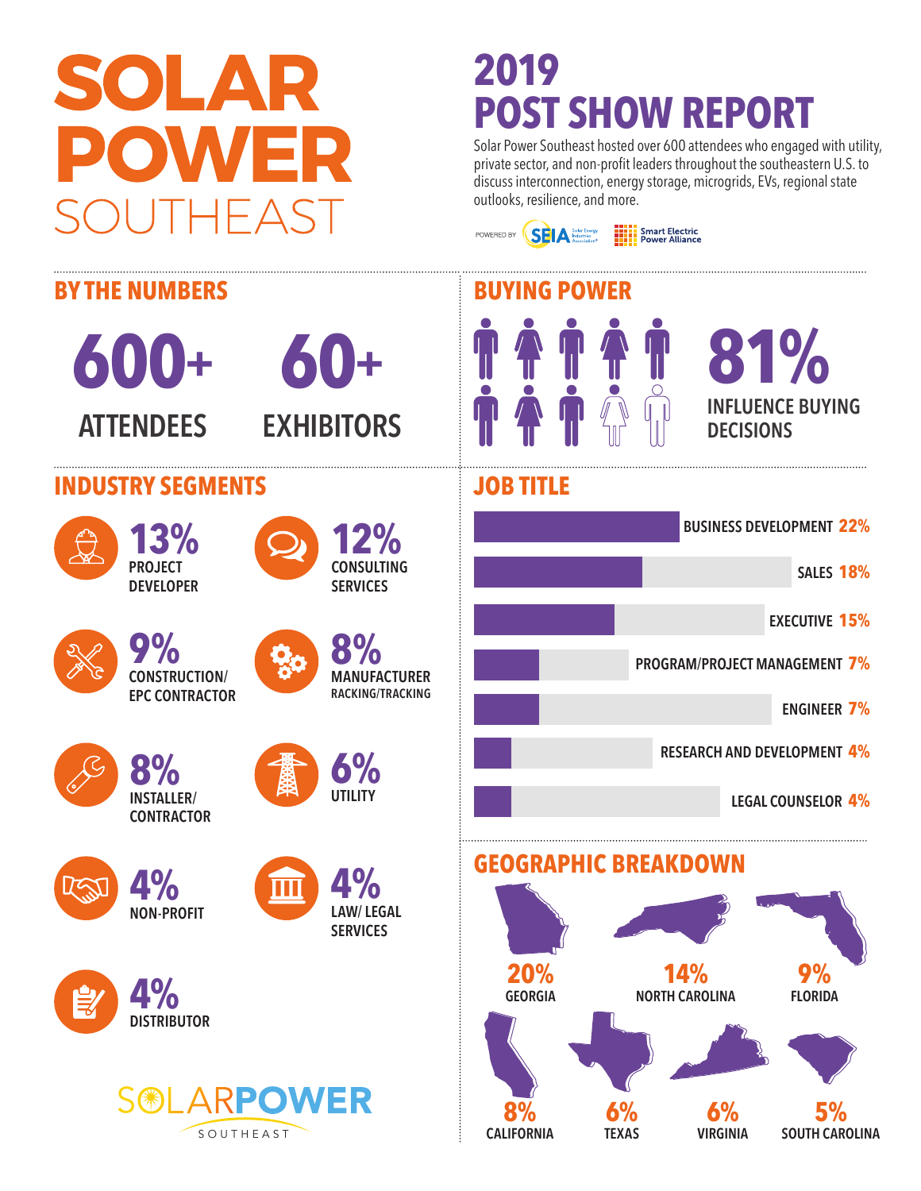# SOLAR POWER SOUTHEAST

# 2019 POST SHOW REPORT

Solar Power Southeast hosted over 600 attendees who engaged with utility, private sector, and non-profit leaders throughout the southeastern U.S. to discuss interconnection, energy storage, microgrids, EVs, regional state outlooks, resilience, and more.

POWERED BY SEIA Solar Energy Industries Association® | Smart Electric Power Alliance

## BY THE NUMBERS

**600+** ATTENDEES

**60+** EXHIBITORS

## BUYING POWER

**81%** INFLUENCE BUYING DECISIONS

## INDUSTRY SEGMENTS

- **13%** PROJECT DEVELOPER
- **12%** CONSULTING SERVICES
- **9%** CONSTRUCTION/ EPC CONTRACTOR
- **8%** MANUFACTURER RACKING/TRACKING
- **8%** INSTALLER/ CONTRACTOR
- **6%** UTILITY
- **4%** NON-PROFIT
- **4%** LAW/ LEGAL SERVICES
- **4%** DISTRIBUTOR

## JOB TITLE

| Job Title | % |
|---|---|
| BUSINESS DEVELOPMENT | 22% |
| SALES | 18% |
| EXECUTIVE | 15% |
| PROGRAM/PROJECT MANAGEMENT | 7% |
| ENGINEER | 7% |
| RESEARCH AND DEVELOPMENT | 4% |
| LEGAL COUNSELOR | 4% |

## GEOGRAPHIC BREAKDOWN

| State | % |
|---|---|
| GEORGIA | 20% |
| NORTH CAROLINA | 14% |
| FLORIDA | 9% |
| CALIFORNIA | 8% |
| TEXAS | 6% |
| VIRGINIA | 6% |
| SOUTH CAROLINA | 5% |

SOLARPOWER SOUTHEAST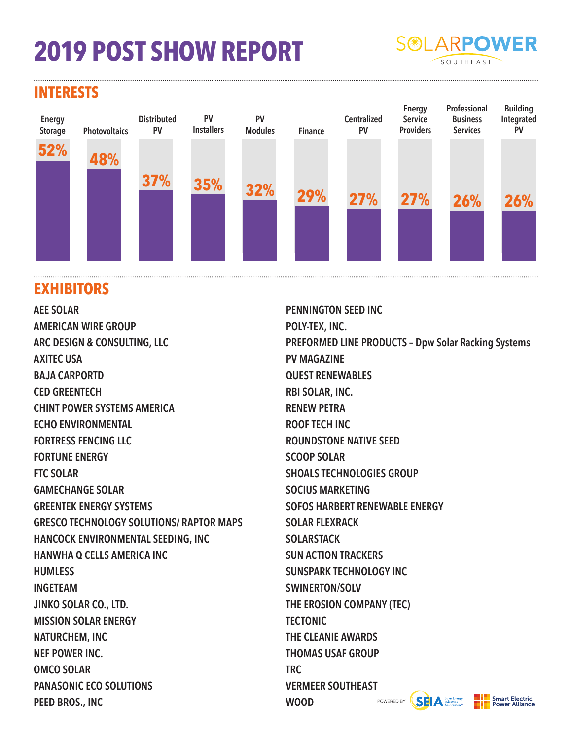# 2019 POST SHOW REPORT

SOLARPOWER SOUTHEAST

## INTERESTS

Energy Storage 52%
Photovoltaics 48%
Distributed PV 37%
PV Installers 35%
PV Modules 32%
Finance 29%
Centralized PV 27%
Energy Service Providers 27%
Professional Business Services 26%
Building Integrated PV 26%

## EXHIBITORS

AEE SOLAR
AMERICAN WIRE GROUP
ARC DESIGN & CONSULTING, LLC
AXITEC USA
BAJA CARPORTD
CED GREENTECH
CHINT POWER SYSTEMS AMERICA
ECHO ENVIRONMENTAL
FORTRESS FENCING LLC
FORTUNE ENERGY
FTC SOLAR
GAMECHANGE SOLAR
GREENTEK ENERGY SYSTEMS
GRESCO TECHNOLOGY SOLUTIONS/ RAPTOR MAPS
HANCOCK ENVIRONMENTAL SEEDING, INC
HANWHA Q CELLS AMERICA INC
HUMLESS
INGETEAM
JINKO SOLAR CO., LTD.
MISSION SOLAR ENERGY
NATURCHEM, INC
NEF POWER INC.
OMCO SOLAR
PANASONIC ECO SOLUTIONS
PEED BROS., INC
PENNINGTON SEED INC
POLY-TEX, INC.
PREFORMED LINE PRODUCTS – Dpw Solar Racking Systems
PV MAGAZINE
QUEST RENEWABLES
RBI SOLAR, INC.
RENEW PETRA
ROOF TECH INC
ROUNDSTONE NATIVE SEED
SCOOP SOLAR
SHOALS TECHNOLOGIES GROUP
SOCIUS MARKETING
SOFOS HARBERT RENEWABLE ENERGY
SOLAR FLEXRACK
SOLARSTACK
SUN ACTION TRACKERS
SUNSPARK TECHNOLOGY INC
SWINERTON/SOLV
THE EROSION COMPANY (TEC)
TECTONIC
THE CLEANIE AWARDS
THOMAS USAF GROUP
TRC
VERMEER SOUTHEAST
WOOD

POWERED BY SEIA Solar Energy Industries Association® | Smart Electric Power Alliance